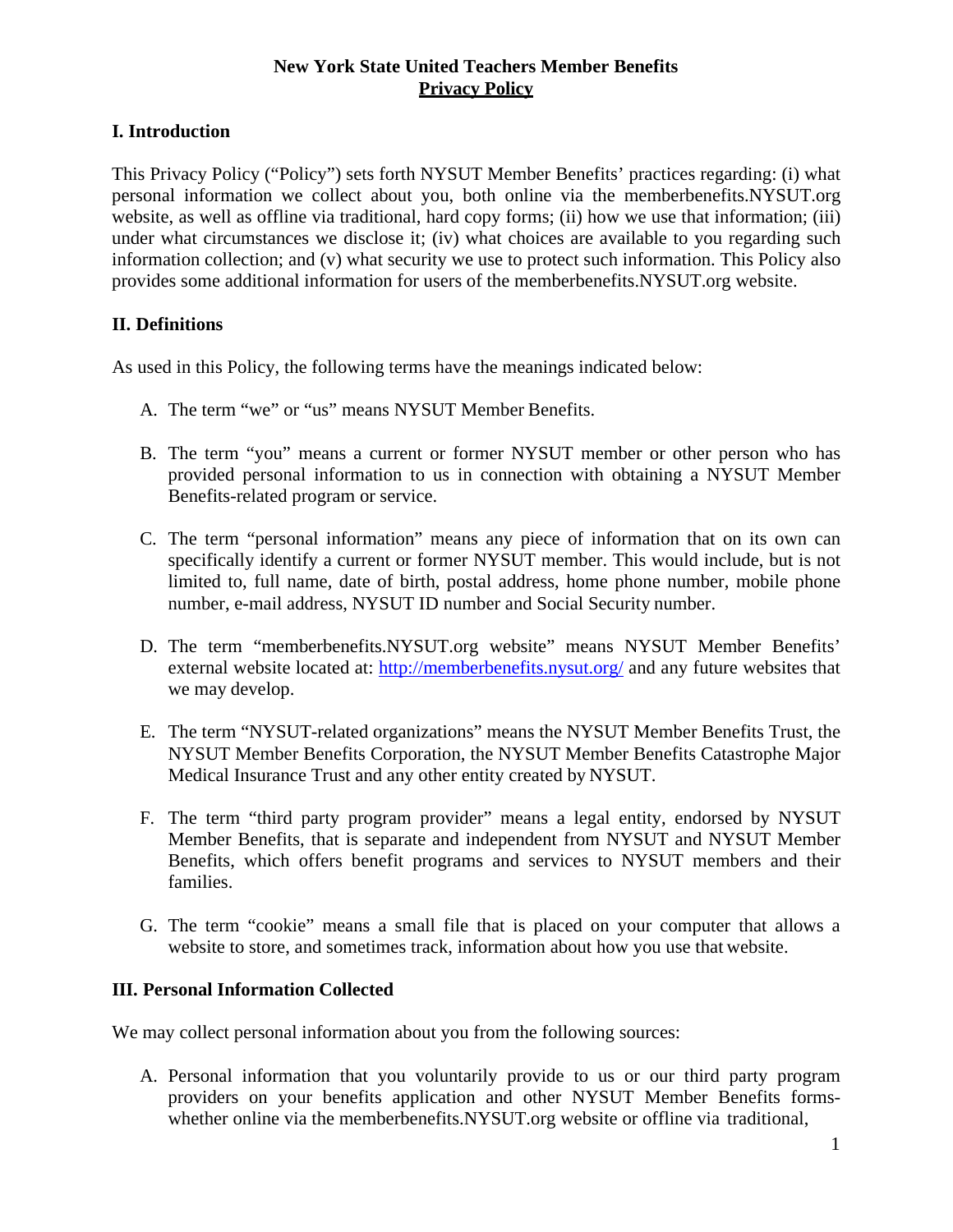# New York State United Teachers Member Benefits
## Privacy Policy

### I. Introduction

This Privacy Policy ("Policy") sets forth NYSUT Member Benefits' practices regarding: (i) what personal information we collect about you, both online via the memberbenefits.NYSUT.org website, as well as offline via traditional, hard copy forms; (ii) how we use that information; (iii) under what circumstances we disclose it; (iv) what choices are available to you regarding such information collection; and (v) what security we use to protect such information. This Policy also provides some additional information for users of the memberbenefits.NYSUT.org website.

### II. Definitions

As used in this Policy, the following terms have the meanings indicated below:

A. The term "we" or "us" means NYSUT Member Benefits.

B. The term "you" means a current or former NYSUT member or other person who has provided personal information to us in connection with obtaining a NYSUT Member Benefits-related program or service.

C. The term "personal information" means any piece of information that on its own can specifically identify a current or former NYSUT member. This would include, but is not limited to, full name, date of birth, postal address, home phone number, mobile phone number, e-mail address, NYSUT ID number and Social Security number.

D. The term "memberbenefits.NYSUT.org website" means NYSUT Member Benefits' external website located at: http://memberbenefits.nysut.org/ and any future websites that we may develop.

E. The term "NYSUT-related organizations" means the NYSUT Member Benefits Trust, the NYSUT Member Benefits Corporation, the NYSUT Member Benefits Catastrophe Major Medical Insurance Trust and any other entity created by NYSUT.

F. The term "third party program provider" means a legal entity, endorsed by NYSUT Member Benefits, that is separate and independent from NYSUT and NYSUT Member Benefits, which offers benefit programs and services to NYSUT members and their families.

G. The term "cookie" means a small file that is placed on your computer that allows a website to store, and sometimes track, information about how you use that website.

### III. Personal Information Collected

We may collect personal information about you from the following sources:

A. Personal information that you voluntarily provide to us or our third party program providers on your benefits application and other NYSUT Member Benefits forms- whether online via the memberbenefits.NYSUT.org website or offline via traditional,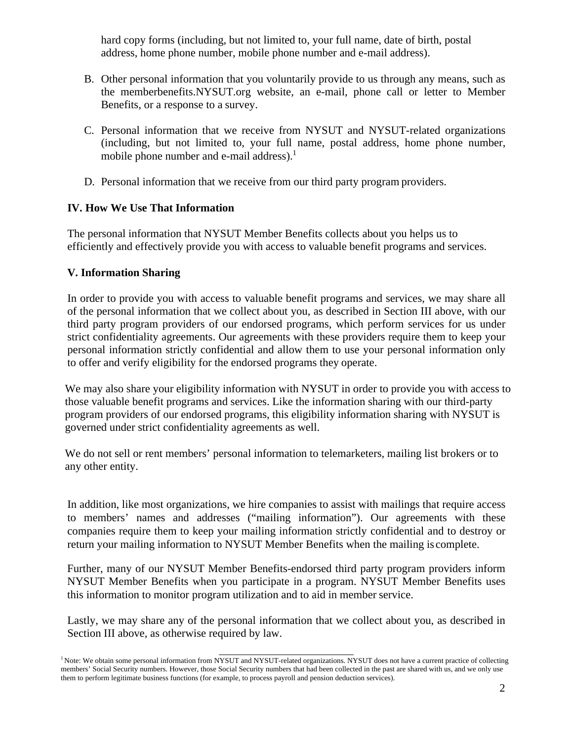hard copy forms (including, but not limited to, your full name, date of birth, postal address, home phone number, mobile phone number and e-mail address).

B. Other personal information that you voluntarily provide to us through any means, such as the memberbenefits.NYSUT.org website, an e-mail, phone call or letter to Member Benefits, or a response to a survey.

C. Personal information that we receive from NYSUT and NYSUT-related organizations (including, but not limited to, your full name, postal address, home phone number, mobile phone number and e-mail address).[1]

D. Personal information that we receive from our third party program providers.

## IV. How We Use That Information

The personal information that NYSUT Member Benefits collects about you helps us to efficiently and effectively provide you with access to valuable benefit programs and services.

## V. Information Sharing

In order to provide you with access to valuable benefit programs and services, we may share all of the personal information that we collect about you, as described in Section III above, with our third party program providers of our endorsed programs, which perform services for us under strict confidentiality agreements. Our agreements with these providers require them to keep your personal information strictly confidential and allow them to use your personal information only to offer and verify eligibility for the endorsed programs they operate.

We may also share your eligibility information with NYSUT in order to provide you with access to those valuable benefit programs and services. Like the information sharing with our third-party program providers of our endorsed programs, this eligibility information sharing with NYSUT is governed under strict confidentiality agreements as well.

We do not sell or rent members' personal information to telemarketers, mailing list brokers or to any other entity.

In addition, like most organizations, we hire companies to assist with mailings that require access to members' names and addresses ("mailing information"). Our agreements with these companies require them to keep your mailing information strictly confidential and to destroy or return your mailing information to NYSUT Member Benefits when the mailing is complete.

Further, many of our NYSUT Member Benefits-endorsed third party program providers inform NYSUT Member Benefits when you participate in a program. NYSUT Member Benefits uses this information to monitor program utilization and to aid in member service.

Lastly, we may share any of the personal information that we collect about you, as described in Section III above, as otherwise required by law.

[1] Note: We obtain some personal information from NYSUT and NYSUT-related organizations. NYSUT does not have a current practice of collecting members' Social Security numbers. However, those Social Security numbers that had been collected in the past are shared with us, and we only use them to perform legitimate business functions (for example, to process payroll and pension deduction services).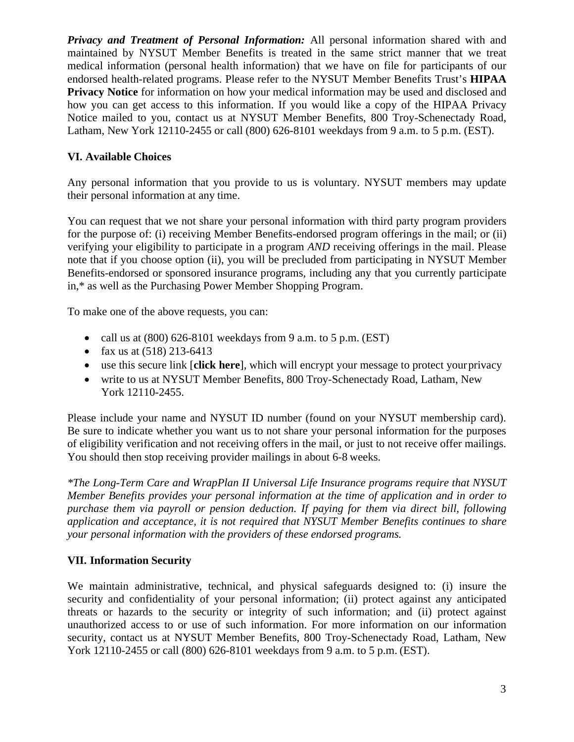***Privacy and Treatment of Personal Information:*** All personal information shared with and maintained by NYSUT Member Benefits is treated in the same strict manner that we treat medical information (personal health information) that we have on file for participants of our endorsed health-related programs. Please refer to the NYSUT Member Benefits Trust's **HIPAA Privacy Notice** for information on how your medical information may be used and disclosed and how you can get access to this information. If you would like a copy of the HIPAA Privacy Notice mailed to you, contact us at NYSUT Member Benefits, 800 Troy-Schenectady Road, Latham, New York 12110-2455 or call (800) 626-8101 weekdays from 9 a.m. to 5 p.m. (EST).

## VI. Available Choices

Any personal information that you provide to us is voluntary. NYSUT members may update their personal information at any time.

You can request that we not share your personal information with third party program providers for the purpose of: (i) receiving Member Benefits-endorsed program offerings in the mail; or (ii) verifying your eligibility to participate in a program *AND* receiving offerings in the mail. Please note that if you choose option (ii), you will be precluded from participating in NYSUT Member Benefits-endorsed or sponsored insurance programs, including any that you currently participate in,* as well as the Purchasing Power Member Shopping Program.

To make one of the above requests, you can:

- call us at (800) 626-8101 weekdays from 9 a.m. to 5 p.m. (EST)
- fax us at (518) 213-6413
- use this secure link [**click here**], which will encrypt your message to protect your privacy
- write to us at NYSUT Member Benefits, 800 Troy-Schenectady Road, Latham, New York 12110-2455.

Please include your name and NYSUT ID number (found on your NYSUT membership card). Be sure to indicate whether you want us to not share your personal information for the purposes of eligibility verification and not receiving offers in the mail, or just to not receive offer mailings. You should then stop receiving provider mailings in about 6-8 weeks.

*\*The Long-Term Care and WrapPlan II Universal Life Insurance programs require that NYSUT Member Benefits provides your personal information at the time of application and in order to purchase them via payroll or pension deduction. If paying for them via direct bill, following application and acceptance, it is not required that NYSUT Member Benefits continues to share your personal information with the providers of these endorsed programs.*

## VII. Information Security

We maintain administrative, technical, and physical safeguards designed to: (i) insure the security and confidentiality of your personal information; (ii) protect against any anticipated threats or hazards to the security or integrity of such information; and (ii) protect against unauthorized access to or use of such information. For more information on our information security, contact us at NYSUT Member Benefits, 800 Troy-Schenectady Road, Latham, New York 12110-2455 or call (800) 626-8101 weekdays from 9 a.m. to 5 p.m. (EST).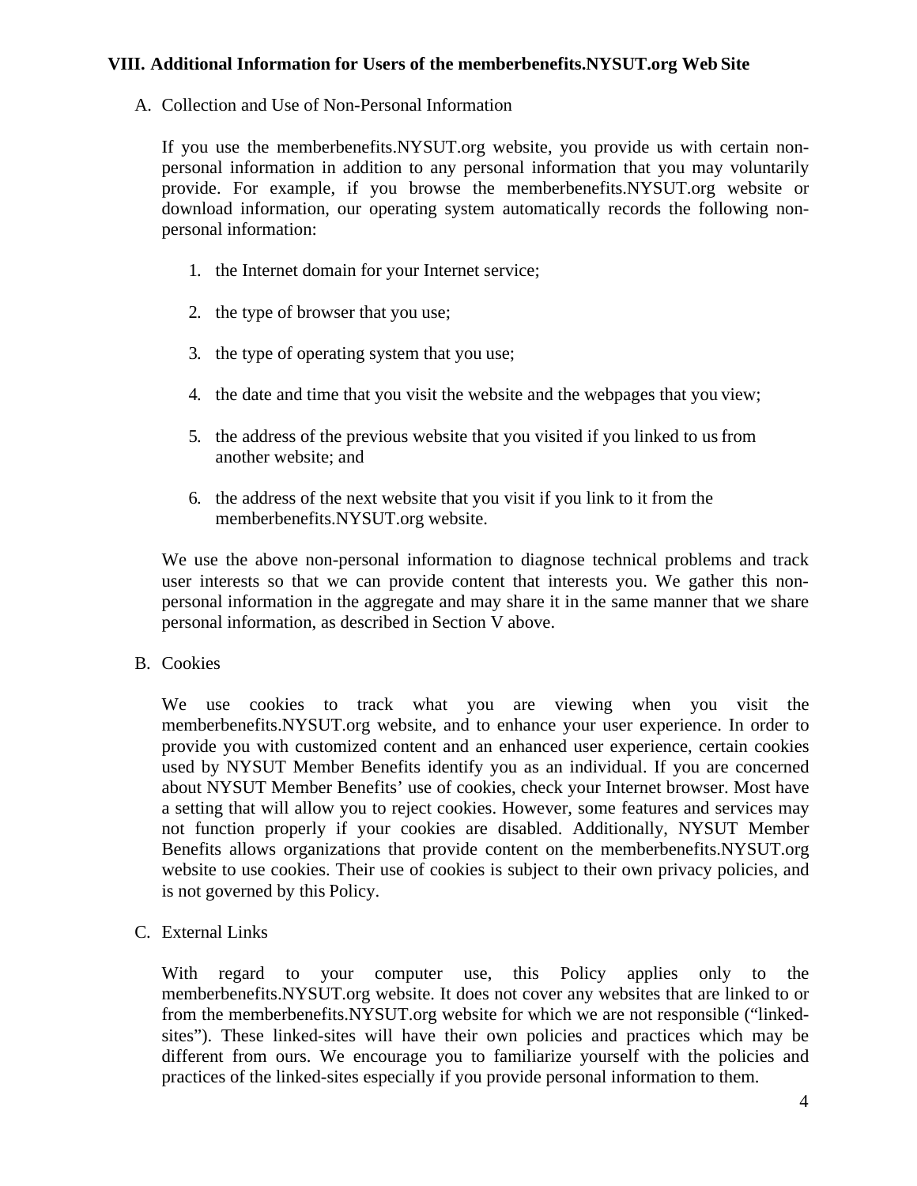## VIII. Additional Information for Users of the memberbenefits.NYSUT.org Web Site

A. Collection and Use of Non-Personal Information

If you use the memberbenefits.NYSUT.org website, you provide us with certain non-personal information in addition to any personal information that you may voluntarily provide. For example, if you browse the memberbenefits.NYSUT.org website or download information, our operating system automatically records the following non-personal information:

1. the Internet domain for your Internet service;
2. the type of browser that you use;
3. the type of operating system that you use;
4. the date and time that you visit the website and the webpages that you view;
5. the address of the previous website that you visited if you linked to us from another website; and
6. the address of the next website that you visit if you link to it from the memberbenefits.NYSUT.org website.

We use the above non-personal information to diagnose technical problems and track user interests so that we can provide content that interests you. We gather this non-personal information in the aggregate and may share it in the same manner that we share personal information, as described in Section V above.

B. Cookies

We use cookies to track what you are viewing when you visit the memberbenefits.NYSUT.org website, and to enhance your user experience. In order to provide you with customized content and an enhanced user experience, certain cookies used by NYSUT Member Benefits identify you as an individual. If you are concerned about NYSUT Member Benefits' use of cookies, check your Internet browser. Most have a setting that will allow you to reject cookies. However, some features and services may not function properly if your cookies are disabled. Additionally, NYSUT Member Benefits allows organizations that provide content on the memberbenefits.NYSUT.org website to use cookies. Their use of cookies is subject to their own privacy policies, and is not governed by this Policy.

C. External Links

With regard to your computer use, this Policy applies only to the memberbenefits.NYSUT.org website. It does not cover any websites that are linked to or from the memberbenefits.NYSUT.org website for which we are not responsible ("linked-sites"). These linked-sites will have their own policies and practices which may be different from ours. We encourage you to familiarize yourself with the policies and practices of the linked-sites especially if you provide personal information to them.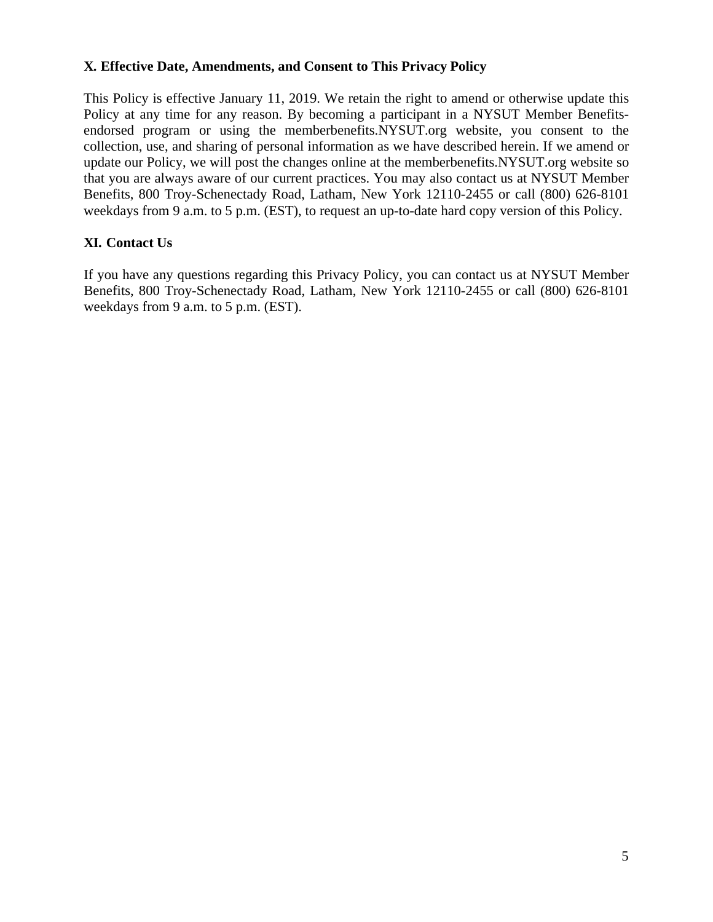## X. Effective Date, Amendments, and Consent to This Privacy Policy

This Policy is effective January 11, 2019. We retain the right to amend or otherwise update this Policy at any time for any reason. By becoming a participant in a NYSUT Member Benefits-endorsed program or using the memberbenefits.NYSUT.org website, you consent to the collection, use, and sharing of personal information as we have described herein. If we amend or update our Policy, we will post the changes online at the memberbenefits.NYSUT.org website so that you are always aware of our current practices. You may also contact us at NYSUT Member Benefits, 800 Troy-Schenectady Road, Latham, New York 12110-2455 or call (800) 626-8101 weekdays from 9 a.m. to 5 p.m. (EST), to request an up-to-date hard copy version of this Policy.

## XI. Contact Us

If you have any questions regarding this Privacy Policy, you can contact us at NYSUT Member Benefits, 800 Troy-Schenectady Road, Latham, New York 12110-2455 or call (800) 626-8101 weekdays from 9 a.m. to 5 p.m. (EST).